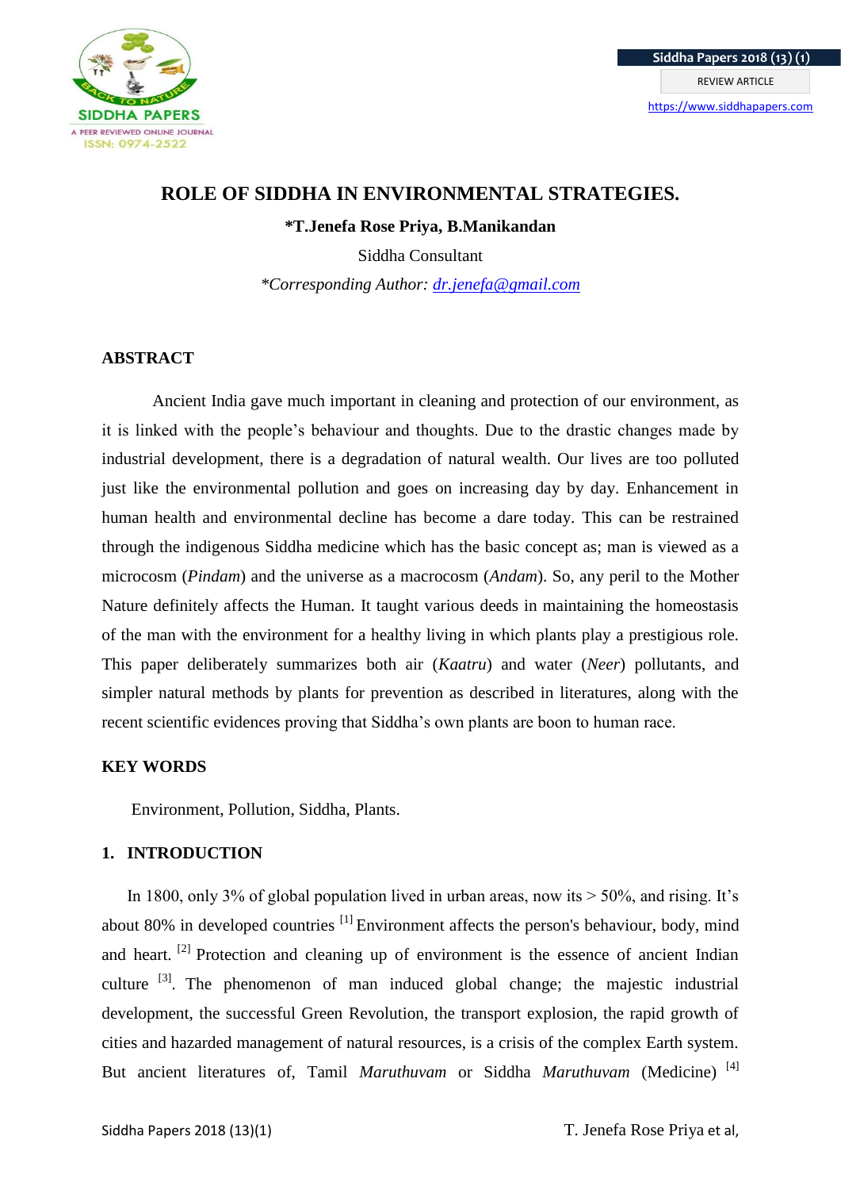# ROLE OF SIDDHA IN ENVIRONMENTAL STRATEGIES.

**\*T.Jenefa Rose Priya, B.Manikandan**

Siddha Consultant

*\*Corresponding Author: dr.jenefa@gmail.com*

## ABSTRACT

Ancient India gave much important in cleaning and protection of our environment, as it is linked with the people's behaviour and thoughts. Due to the drastic changes made by industrial development, there is a degradation of natural wealth. Our lives are too polluted just like the environmental pollution and goes on increasing day by day. Enhancement in human health and environmental decline has become a dare today. This can be restrained through the indigenous Siddha medicine which has the basic concept as; man is viewed as a microcosm (*Pindam*) and the universe as a macrocosm (*Andam*). So, any peril to the Mother Nature definitely affects the Human. It taught various deeds in maintaining the homeostasis of the man with the environment for a healthy living in which plants play a prestigious role. This paper deliberately summarizes both air (*Kaatru*) and water (*Neer*) pollutants, and simpler natural methods by plants for prevention as described in literatures, along with the recent scientific evidences proving that Siddha's own plants are boon to human race.

## KEY WORDS

Environment, Pollution, Siddha, Plants.

## 1. INTRODUCTION

In 1800, only 3% of global population lived in urban areas, now its > 50%, and rising. It's about 80% in developed countries [1] Environment affects the person's behaviour, body, mind and heart. [2] Protection and cleaning up of environment is the essence of ancient Indian culture [3]. The phenomenon of man induced global change; the majestic industrial development, the successful Green Revolution, the transport explosion, the rapid growth of cities and hazarded management of natural resources, is a crisis of the complex Earth system. But ancient literatures of, Tamil *Maruthuvam* or Siddha *Maruthuvam* (Medicine) [4]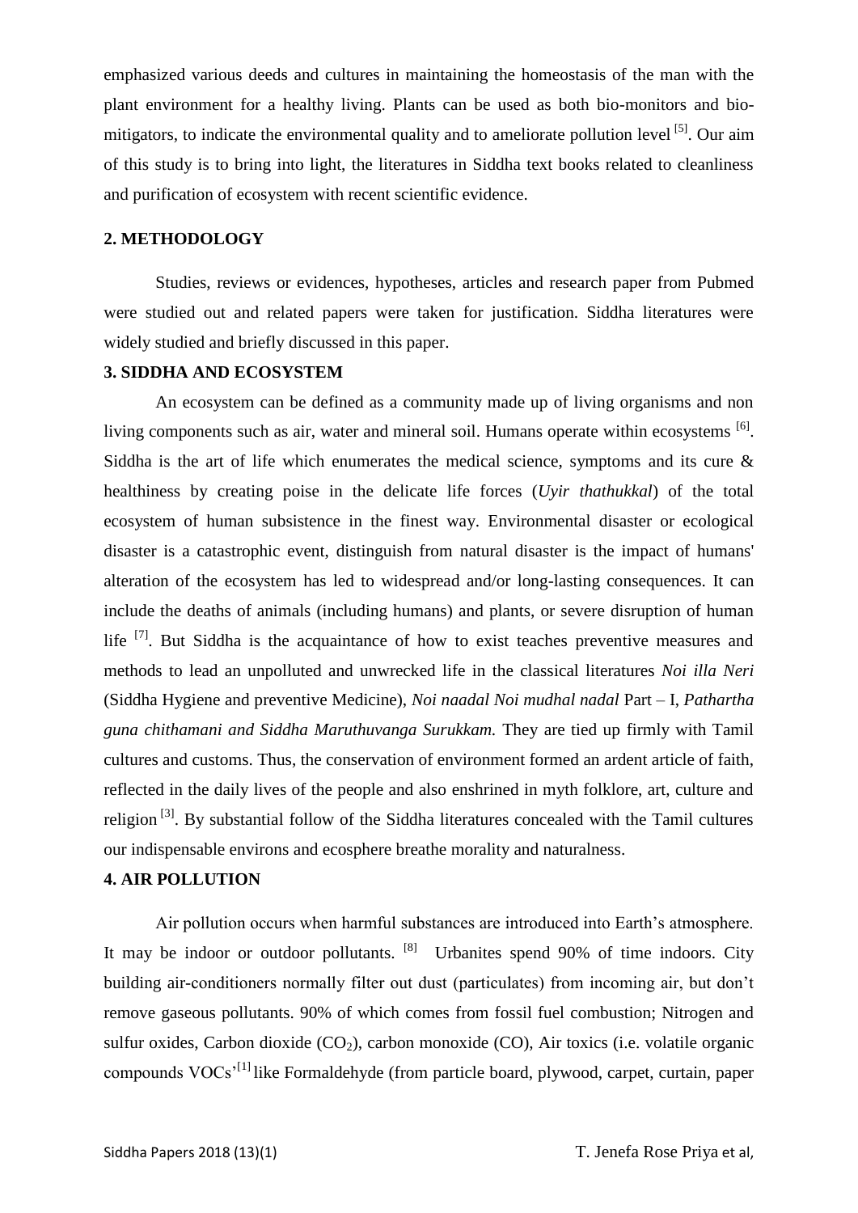emphasized various deeds and cultures in maintaining the homeostasis of the man with the plant environment for a healthy living. Plants can be used as both bio-monitors and bio-mitigators, to indicate the environmental quality and to ameliorate pollution level [5]. Our aim of this study is to bring into light, the literatures in Siddha text books related to cleanliness and purification of ecosystem with recent scientific evidence.

## 2. METHODOLOGY

Studies, reviews or evidences, hypotheses, articles and research paper from Pubmed were studied out and related papers were taken for justification. Siddha literatures were widely studied and briefly discussed in this paper.

## 3. SIDDHA AND ECOSYSTEM

An ecosystem can be defined as a community made up of living organisms and non living components such as air, water and mineral soil. Humans operate within ecosystems [6]. Siddha is the art of life which enumerates the medical science, symptoms and its cure & healthiness by creating poise in the delicate life forces (*Uyir thathukkal*) of the total ecosystem of human subsistence in the finest way. Environmental disaster or ecological disaster is a catastrophic event, distinguish from natural disaster is the impact of humans' alteration of the ecosystem has led to widespread and/or long-lasting consequences. It can include the deaths of animals (including humans) and plants, or severe disruption of human life [7]. But Siddha is the acquaintance of how to exist teaches preventive measures and methods to lead an unpolluted and unwrecked life in the classical literatures *Noi illa Neri* (Siddha Hygiene and preventive Medicine), *Noi naadal Noi mudhal nadal* Part – I, *Pathartha guna chithamani and Siddha Maruthuvanga Surukkam.* They are tied up firmly with Tamil cultures and customs. Thus, the conservation of environment formed an ardent article of faith, reflected in the daily lives of the people and also enshrined in myth folklore, art, culture and religion [3]. By substantial follow of the Siddha literatures concealed with the Tamil cultures our indispensable environs and ecosphere breathe morality and naturalness.

## 4. AIR POLLUTION

Air pollution occurs when harmful substances are introduced into Earth's atmosphere. It may be indoor or outdoor pollutants. [8] Urbanites spend 90% of time indoors. City building air-conditioners normally filter out dust (particulates) from incoming air, but don't remove gaseous pollutants. 90% of which comes from fossil fuel combustion; Nitrogen and sulfur oxides, Carbon dioxide ($CO_2$), carbon monoxide (CO), Air toxics (i.e. volatile organic compounds VOCs'[1] like Formaldehyde (from particle board, plywood, carpet, curtain, paper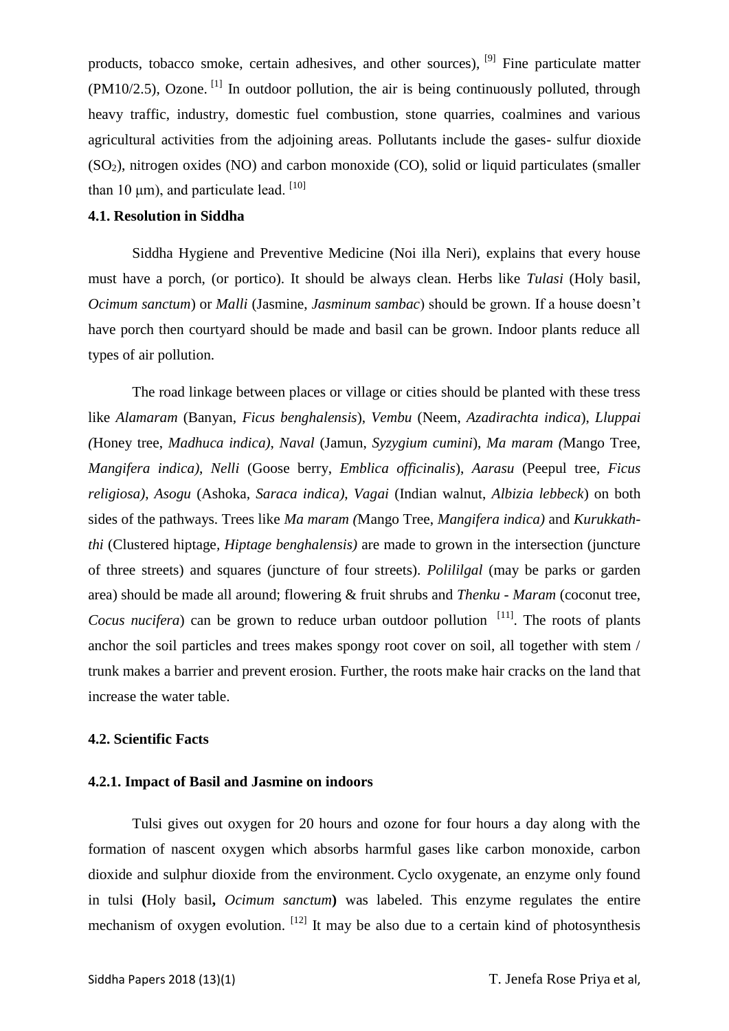products, tobacco smoke, certain adhesives, and other sources), [9] Fine particulate matter (PM10/2.5), Ozone. [1] In outdoor pollution, the air is being continuously polluted, through heavy traffic, industry, domestic fuel combustion, stone quarries, coalmines and various agricultural activities from the adjoining areas. Pollutants include the gases- sulfur dioxide ($SO_2$), nitrogen oxides (NO) and carbon monoxide (CO), solid or liquid particulates (smaller than 10 μm), and particulate lead. [10]

### 4.1. Resolution in Siddha

Siddha Hygiene and Preventive Medicine (Noi illa Neri), explains that every house must have a porch, (or portico). It should be always clean. Herbs like *Tulasi* (Holy basil, *Ocimum sanctum*) or *Malli* (Jasmine, *Jasminum sambac*) should be grown. If a house doesn't have porch then courtyard should be made and basil can be grown. Indoor plants reduce all types of air pollution.

The road linkage between places or village or cities should be planted with these tress like *Alamaram* (Banyan, *Ficus benghalensis*), *Vembu* (Neem, *Azadirachta indica*), *Lluppai (*Honey tree, *Madhuca indica)*, *Naval* (Jamun, *Syzygium cumini*), *Ma maram (*Mango Tree, *Mangifera indica)*, *Nelli* (Goose berry, *Emblica officinalis*), *Aarasu* (Peepul tree, *Ficus religiosa)*, *Asogu* (Ashoka, *Saraca indica)*, *Vagai* (Indian walnut, *Albizia lebbeck*) on both sides of the pathways. Trees like *Ma maram (*Mango Tree, *Mangifera indica)* and *Kurukkath-thi* (Clustered hiptage, *Hiptage benghalensis)* are made to grown in the intersection (juncture of three streets) and squares (juncture of four streets). *Polililgal* (may be parks or garden area) should be made all around; flowering & fruit shrubs and *Thenku - Maram* (coconut tree, *Cocus nucifera*) can be grown to reduce urban outdoor pollution [11]. The roots of plants anchor the soil particles and trees makes spongy root cover on soil, all together with stem / trunk makes a barrier and prevent erosion. Further, the roots make hair cracks on the land that increase the water table.

### 4.2. Scientific Facts

#### 4.2.1. Impact of Basil and Jasmine on indoors

Tulsi gives out oxygen for 20 hours and ozone for four hours a day along with the formation of nascent oxygen which absorbs harmful gases like carbon monoxide, carbon dioxide and sulphur dioxide from the environment. Cyclo oxygenate, an enzyme only found in tulsi **(**Holy basil**,** *Ocimum sanctum***)** was labeled. This enzyme regulates the entire mechanism of oxygen evolution. [12] It may be also due to a certain kind of photosynthesis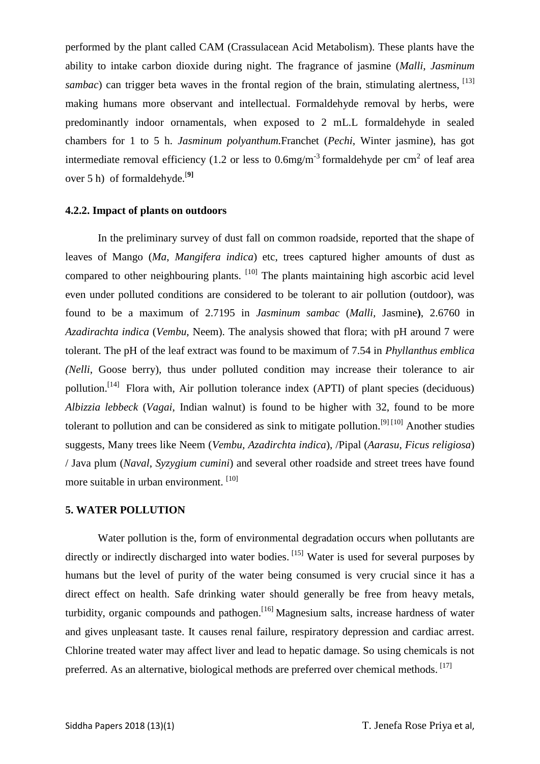performed by the plant called CAM (Crassulacean Acid Metabolism). These plants have the ability to intake carbon dioxide during night. The fragrance of jasmine (*Malli*, *Jasminum sambac*) can trigger beta waves in the frontal region of the brain, stimulating alertness, [13] making humans more observant and intellectual. Formaldehyde removal by herbs, were predominantly indoor ornamentals, when exposed to 2 mL.L formaldehyde in sealed chambers for 1 to 5 h. *Jasminum polyanthum*.Franchet (*Pechi*, Winter jasmine), has got intermediate removal efficiency (1.2 or less to 0.6mg/$m^{-3}$ formaldehyde per $cm^2$ of leaf area over 5 h) of formaldehyde.[9]

#### 4.2.2. Impact of plants on outdoors

In the preliminary survey of dust fall on common roadside, reported that the shape of leaves of Mango (*Ma*, *Mangifera indica*) etc, trees captured higher amounts of dust as compared to other neighbouring plants. [10] The plants maintaining high ascorbic acid level even under polluted conditions are considered to be tolerant to air pollution (outdoor), was found to be a maximum of 2.7195 in *Jasminum sambac* (*Malli*, Jasmine**)**, 2.6760 in *Azadirachta indica* (*Vembu,* Neem). The analysis showed that flora; with pH around 7 were tolerant. The pH of the leaf extract was found to be maximum of 7.54 in *Phyllanthus emblica (Nelli*, Goose berry), thus under polluted condition may increase their tolerance to air pollution.[14] Flora with, Air pollution tolerance index (APTI) of plant species (deciduous) *Albizzia lebbeck* (*Vagai*, Indian walnut) is found to be higher with 32, found to be more tolerant to pollution and can be considered as sink to mitigate pollution.[9] [10] Another studies suggests, Many trees like Neem (*Vembu*, *Azadirchta indica*), /Pipal (*Aarasu*, *Ficus religiosa*) / Java plum (*Naval*, *Syzygium cumini*) and several other roadside and street trees have found more suitable in urban environment. [10]

## 5. WATER POLLUTION

Water pollution is the, form of environmental degradation occurs when pollutants are directly or indirectly discharged into water bodies. [15] Water is used for several purposes by humans but the level of purity of the water being consumed is very crucial since it has a direct effect on health. Safe drinking water should generally be free from heavy metals, turbidity, organic compounds and pathogen.[16] Magnesium salts, increase hardness of water and gives unpleasant taste. It causes renal failure, respiratory depression and cardiac arrest. Chlorine treated water may affect liver and lead to hepatic damage. So using chemicals is not preferred. As an alternative, biological methods are preferred over chemical methods. [17]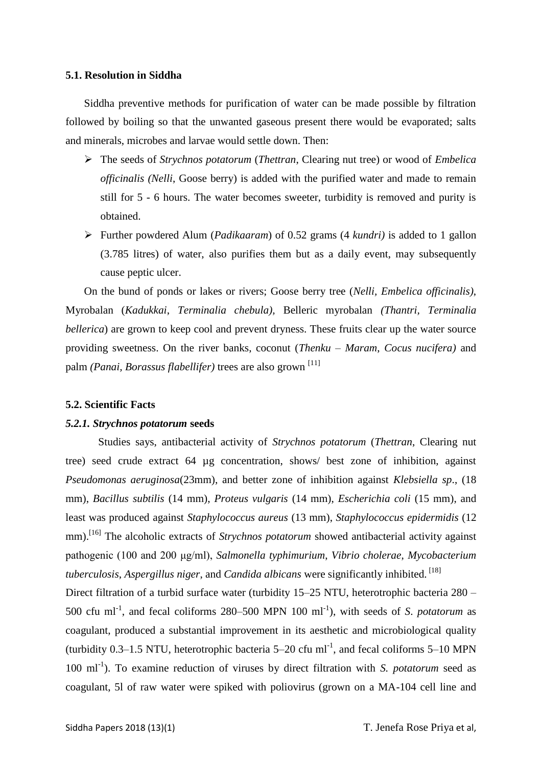### 5.1. Resolution in Siddha

Siddha preventive methods for purification of water can be made possible by filtration followed by boiling so that the unwanted gaseous present there would be evaporated; salts and minerals, microbes and larvae would settle down. Then:

- The seeds of *Strychnos potatorum* (*Thettran*, Clearing nut tree) or wood of *Embelica officinalis (Nelli*, Goose berry) is added with the purified water and made to remain still for 5 - 6 hours. The water becomes sweeter, turbidity is removed and purity is obtained.
- Further powdered Alum (*Padikaaram*) of 0.52 grams (4 *kundri)* is added to 1 gallon (3.785 litres) of water, also purifies them but as a daily event, may subsequently cause peptic ulcer.

On the bund of ponds or lakes or rivers; Goose berry tree (*Nelli, Embelica officinalis)*, Myrobalan (*Kadukkai*, *Terminalia chebula)*, Belleric myrobalan *(Thantri, Terminalia bellerica*) are grown to keep cool and prevent dryness. These fruits clear up the water source providing sweetness. On the river banks, coconut (*Thenku – Maram*, *Cocus nucifera)* and palm *(Panai*, *Borassus flabellifer)* trees are also grown [11]

### 5.2. Scientific Facts

#### *5.2.1. Strychnos potatorum* seeds

Studies says, antibacterial activity of *Strychnos potatorum* (*Thettran*, Clearing nut tree) seed crude extract 64 µg concentration, shows/ best zone of inhibition, against *Pseudomonas aeruginosa*(23mm), and better zone of inhibition against *Klebsiella sp*., (18 mm), *Bacillus subtilis* (14 mm), *Proteus vulgaris* (14 mm), *Escherichia coli* (15 mm), and least was produced against *Staphylococcus aureus* (13 mm), *Staphylococcus epidermidis* (12 mm).[16] The alcoholic extracts of *Strychnos potatorum* showed antibacterial activity against pathogenic (100 and 200 µg/ml), *Salmonella typhimurium*, *Vibrio cholerae*, *Mycobacterium tuberculosis*, *Aspergillus niger*, and *Candida albicans* were significantly inhibited. [18]

Direct filtration of a turbid surface water (turbidity 15–25 NTU, heterotrophic bacteria 280 – 500 cfu $ml^{-1}$, and fecal coliforms 280–500 MPN 100 $ml^{-1}$), with seeds of *S*. *potatorum* as coagulant, produced a substantial improvement in its aesthetic and microbiological quality (turbidity 0.3–1.5 NTU, heterotrophic bacteria 5–20 cfu $ml^{-1}$, and fecal coliforms 5–10 MPN 100 $ml^{-1}$). To examine reduction of viruses by direct filtration with *S. potatorum* seed as coagulant, 5l of raw water were spiked with poliovirus (grown on a MA-104 cell line and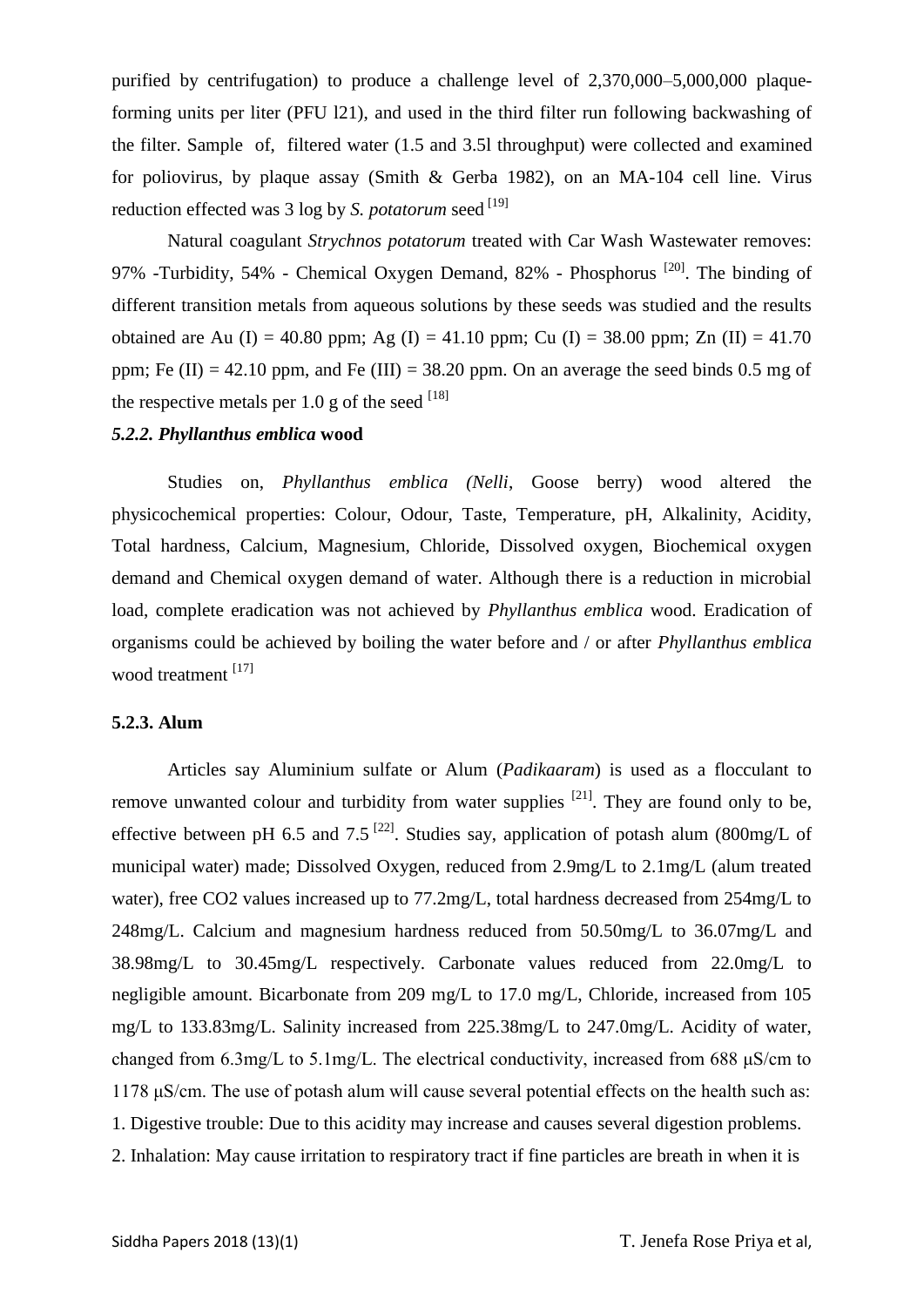purified by centrifugation) to produce a challenge level of 2,370,000–5,000,000 plaque-forming units per liter (PFU l21), and used in the third filter run following backwashing of the filter. Sample of, filtered water (1.5 and 3.5l throughput) were collected and examined for poliovirus, by plaque assay (Smith & Gerba 1982), on an MA-104 cell line. Virus reduction effected was 3 log by *S. potatorum* seed [19]

Natural coagulant *Strychnos potatorum* treated with Car Wash Wastewater removes: 97% -Turbidity, 54% - Chemical Oxygen Demand, 82% - Phosphorus [20]. The binding of different transition metals from aqueous solutions by these seeds was studied and the results obtained are Au (I) = 40.80 ppm; Ag (I) = 41.10 ppm; Cu (I) = 38.00 ppm; Zn (II) = 41.70 ppm; Fe (II) = 42.10 ppm, and Fe (III) = 38.20 ppm. On an average the seed binds 0.5 mg of the respective metals per 1.0 g of the seed [18]

### *5.2.2. Phyllanthus emblica* wood

Studies on, *Phyllanthus emblica (Nelli*, Goose berry) wood altered the physicochemical properties: Colour, Odour, Taste, Temperature, pH, Alkalinity, Acidity, Total hardness, Calcium, Magnesium, Chloride, Dissolved oxygen, Biochemical oxygen demand and Chemical oxygen demand of water. Although there is a reduction in microbial load, complete eradication was not achieved by *Phyllanthus emblica* wood. Eradication of organisms could be achieved by boiling the water before and / or after *Phyllanthus emblica* wood treatment [17]

### 5.2.3. Alum

Articles say Aluminium sulfate or Alum (*Padikaaram*) is used as a flocculant to remove unwanted colour and turbidity from water supplies [21]. They are found only to be, effective between pH 6.5 and 7.5 [22]. Studies say, application of potash alum (800mg/L of municipal water) made; Dissolved Oxygen, reduced from 2.9mg/L to 2.1mg/L (alum treated water), free $CO_2$ values increased up to 77.2mg/L, total hardness decreased from 254mg/L to 248mg/L. Calcium and magnesium hardness reduced from 50.50mg/L to 36.07mg/L and 38.98mg/L to 30.45mg/L respectively. Carbonate values reduced from 22.0mg/L to negligible amount. Bicarbonate from 209 mg/L to 17.0 mg/L, Chloride, increased from 105 mg/L to 133.83mg/L. Salinity increased from 225.38mg/L to 247.0mg/L. Acidity of water, changed from 6.3mg/L to 5.1mg/L. The electrical conductivity, increased from 688 μS/cm to 1178 μS/cm. The use of potash alum will cause several potential effects on the health such as:

1. Digestive trouble: Due to this acidity may increase and causes several digestion problems.
2. Inhalation: May cause irritation to respiratory tract if fine particles are breath in when it is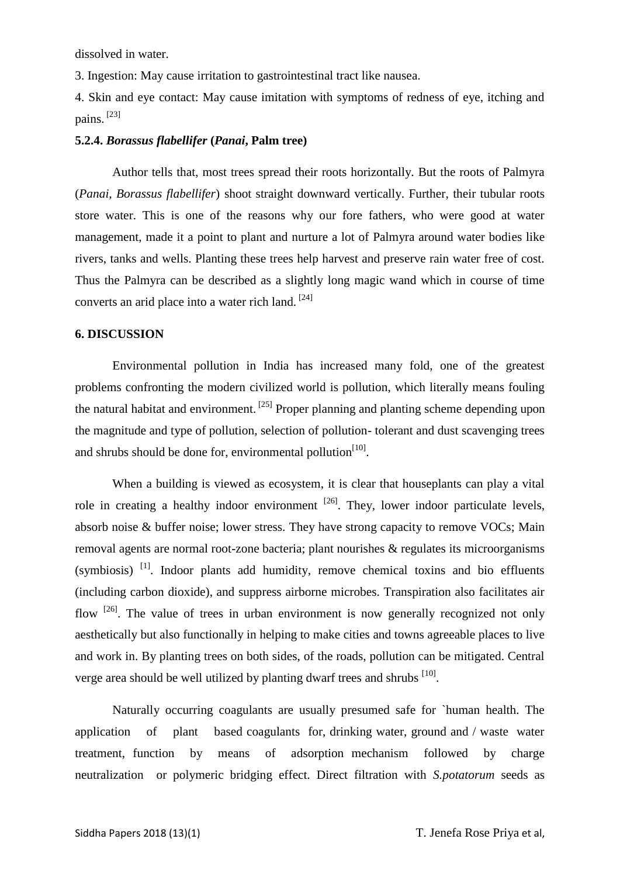dissolved in water.

3. Ingestion: May cause irritation to gastrointestinal tract like nausea.

4. Skin and eye contact: May cause imitation with symptoms of redness of eye, itching and pains. [23]

#### 5.2.4. *Borassus flabellifer* (*Panai*, Palm tree)

Author tells that, most trees spread their roots horizontally. But the roots of Palmyra (*Panai, Borassus flabellifer*) shoot straight downward vertically. Further, their tubular roots store water. This is one of the reasons why our fore fathers, who were good at water management, made it a point to plant and nurture a lot of Palmyra around water bodies like rivers, tanks and wells. Planting these trees help harvest and preserve rain water free of cost. Thus the Palmyra can be described as a slightly long magic wand which in course of time converts an arid place into a water rich land. [24]

## 6. DISCUSSION

Environmental pollution in India has increased many fold, one of the greatest problems confronting the modern civilized world is pollution, which literally means fouling the natural habitat and environment. [25] Proper planning and planting scheme depending upon the magnitude and type of pollution, selection of pollution- tolerant and dust scavenging trees and shrubs should be done for, environmental pollution[10].

When a building is viewed as ecosystem, it is clear that houseplants can play a vital role in creating a healthy indoor environment [26]. They, lower indoor particulate levels, absorb noise & buffer noise; lower stress. They have strong capacity to remove VOCs; Main removal agents are normal root-zone bacteria; plant nourishes & regulates its microorganisms (symbiosis) [1]. Indoor plants add humidity, remove chemical toxins and bio effluents (including carbon dioxide), and suppress airborne microbes. Transpiration also facilitates air flow [26]. The value of trees in urban environment is now generally recognized not only aesthetically but also functionally in helping to make cities and towns agreeable places to live and work in. By planting trees on both sides, of the roads, pollution can be mitigated. Central verge area should be well utilized by planting dwarf trees and shrubs [10].

Naturally occurring coagulants are usually presumed safe for `human health. The application of plant based coagulants for, drinking water, ground and / waste water treatment, function by means of adsorption mechanism followed by charge neutralization or polymeric bridging effect. Direct filtration with *S.potatorum* seeds as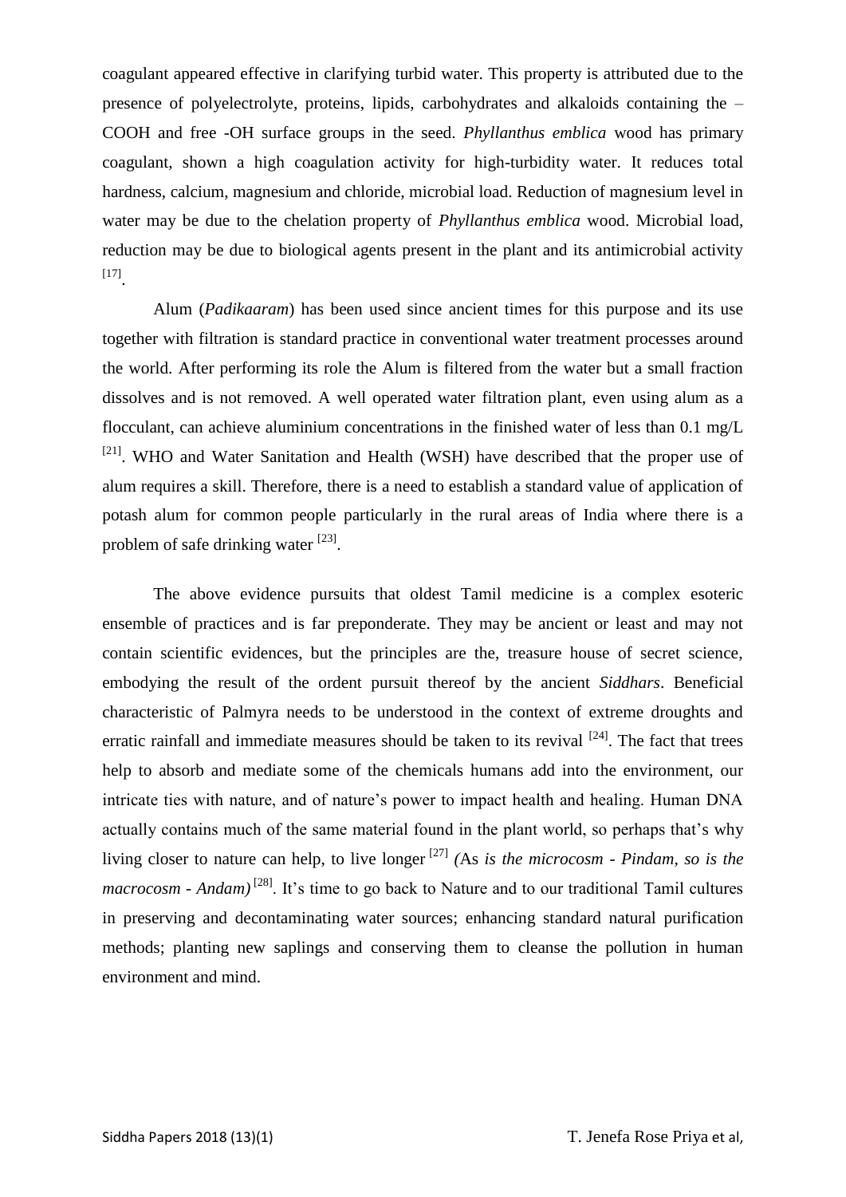coagulant appeared effective in clarifying turbid water. This property is attributed due to the presence of polyelectrolyte, proteins, lipids, carbohydrates and alkaloids containing the –COOH and free -OH surface groups in the seed. *Phyllanthus emblica* wood has primary coagulant, shown a high coagulation activity for high-turbidity water. It reduces total hardness, calcium, magnesium and chloride, microbial load. Reduction of magnesium level in water may be due to the chelation property of *Phyllanthus emblica* wood. Microbial load, reduction may be due to biological agents present in the plant and its antimicrobial activity [17].

Alum (*Padikaaram*) has been used since ancient times for this purpose and its use together with filtration is standard practice in conventional water treatment processes around the world. After performing its role the Alum is filtered from the water but a small fraction dissolves and is not removed. A well operated water filtration plant, even using alum as a flocculant, can achieve aluminium concentrations in the finished water of less than 0.1 mg/L [21]. WHO and Water Sanitation and Health (WSH) have described that the proper use of alum requires a skill. Therefore, there is a need to establish a standard value of application of potash alum for common people particularly in the rural areas of India where there is a problem of safe drinking water [23].

The above evidence pursuits that oldest Tamil medicine is a complex esoteric ensemble of practices and is far preponderate. They may be ancient or least and may not contain scientific evidences, but the principles are the, treasure house of secret science, embodying the result of the ordent pursuit thereof by the ancient *Siddhars*. Beneficial characteristic of Palmyra needs to be understood in the context of extreme droughts and erratic rainfall and immediate measures should be taken to its revival [24]. The fact that trees help to absorb and mediate some of the chemicals humans add into the environment, our intricate ties with nature, and of nature's power to impact health and healing. Human DNA actually contains much of the same material found in the plant world, so perhaps that's why living closer to nature can help, to live longer [27] *(*As *is the microcosm - Pindam, so is the macrocosm - Andam)* [28]. It's time to go back to Nature and to our traditional Tamil cultures in preserving and decontaminating water sources; enhancing standard natural purification methods; planting new saplings and conserving them to cleanse the pollution in human environment and mind.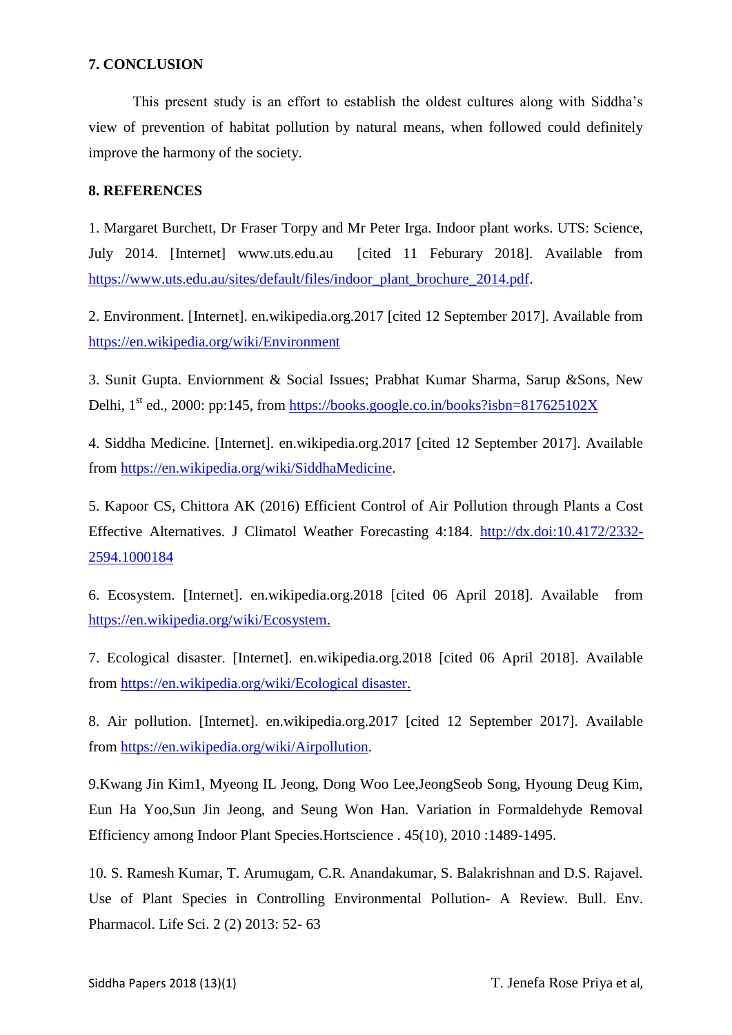## 7. CONCLUSION

This present study is an effort to establish the oldest cultures along with Siddha's view of prevention of habitat pollution by natural means, when followed could definitely improve the harmony of the society.

## 8. REFERENCES

1. Margaret Burchett, Dr Fraser Torpy and Mr Peter Irga. Indoor plant works. UTS: Science, July 2014. [Internet] www.uts.edu.au [cited 11 Feburary 2018]. Available from https://www.uts.edu.au/sites/default/files/indoor_plant_brochure_2014.pdf.

2. Environment. [Internet]. en.wikipedia.org.2017 [cited 12 September 2017]. Available from https://en.wikipedia.org/wiki/Environment

3. Sunit Gupta. Enviornment & Social Issues; Prabhat Kumar Sharma, Sarup &Sons, New Delhi, 1st ed., 2000: pp:145, from https://books.google.co.in/books?isbn=817625102X

4. Siddha Medicine. [Internet]. en.wikipedia.org.2017 [cited 12 September 2017]. Available from https://en.wikipedia.org/wiki/SiddhaMedicine.

5. Kapoor CS, Chittora AK (2016) Efficient Control of Air Pollution through Plants a Cost Effective Alternatives. J Climatol Weather Forecasting 4:184. http://dx.doi:10.4172/2332-2594.1000184

6. Ecosystem. [Internet]. en.wikipedia.org.2018 [cited 06 April 2018]. Available from https://en.wikipedia.org/wiki/Ecosystem.

7. Ecological disaster. [Internet]. en.wikipedia.org.2018 [cited 06 April 2018]. Available from https://en.wikipedia.org/wiki/Ecological disaster.

8. Air pollution. [Internet]. en.wikipedia.org.2017 [cited 12 September 2017]. Available from https://en.wikipedia.org/wiki/Airpollution.

9.Kwang Jin Kim1, Myeong IL Jeong, Dong Woo Lee,JeongSeob Song, Hyoung Deug Kim, Eun Ha Yoo,Sun Jin Jeong, and Seung Won Han. Variation in Formaldehyde Removal Efficiency among Indoor Plant Species.Hortscience . 45(10), 2010 :1489-1495.

10. S. Ramesh Kumar, T. Arumugam, C.R. Anandakumar, S. Balakrishnan and D.S. Rajavel. Use of Plant Species in Controlling Environmental Pollution- A Review. Bull. Env. Pharmacol. Life Sci. 2 (2) 2013: 52- 63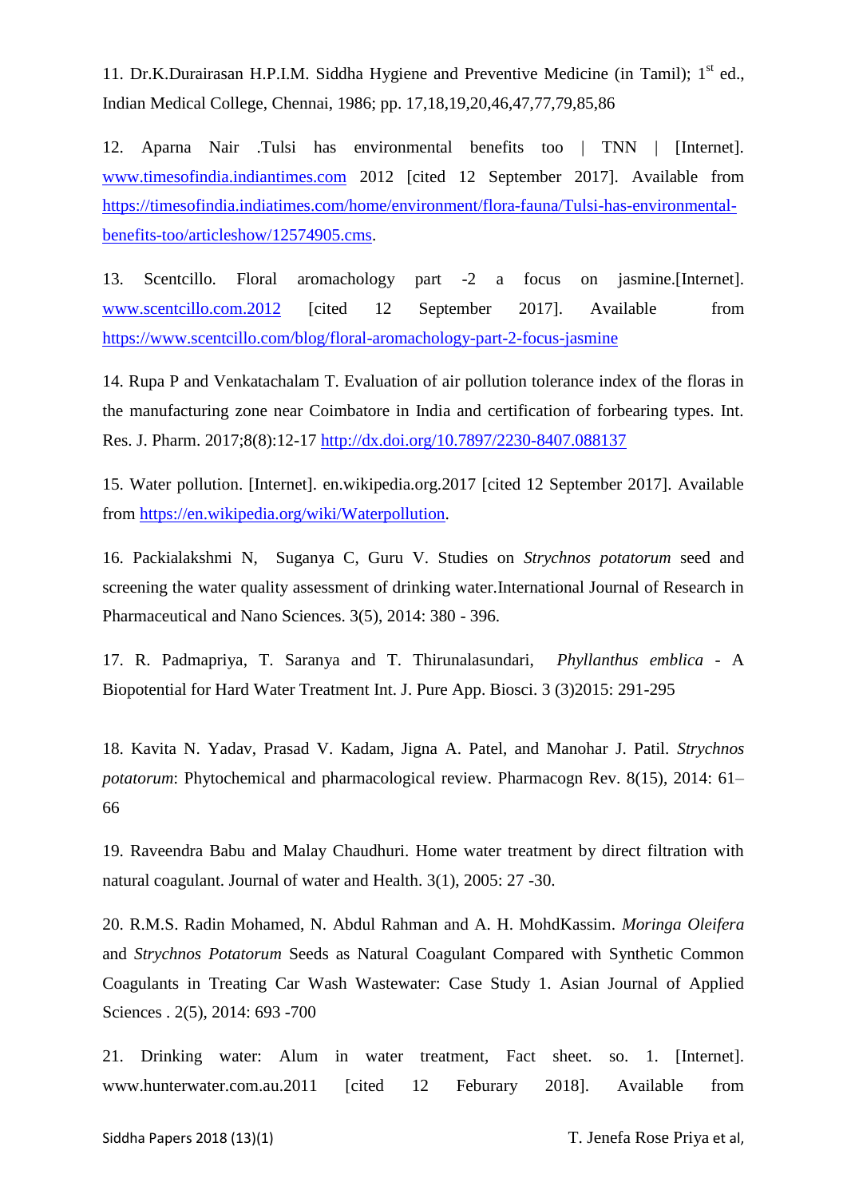11. Dr.K.Durairasan H.P.I.M. Siddha Hygiene and Preventive Medicine (in Tamil); 1st ed., Indian Medical College, Chennai, 1986; pp. 17,18,19,20,46,47,77,79,85,86

12. Aparna Nair .Tulsi has environmental benefits too | TNN | [Internet]. www.timesofindia.indiantimes.com 2012 [cited 12 September 2017]. Available from https://timesofindia.indiatimes.com/home/environment/flora-fauna/Tulsi-has-environmental-benefits-too/articleshow/12574905.cms.

13. Scentcillo. Floral aromachology part -2 a focus on jasmine.[Internet]. www.scentcillo.com.2012 [cited 12 September 2017]. Available from https://www.scentcillo.com/blog/floral-aromachology-part-2-focus-jasmine

14. Rupa P and Venkatachalam T. Evaluation of air pollution tolerance index of the floras in the manufacturing zone near Coimbatore in India and certification of forbearing types. Int. Res. J. Pharm. 2017;8(8):12-17 http://dx.doi.org/10.7897/2230-8407.088137

15. Water pollution. [Internet]. en.wikipedia.org.2017 [cited 12 September 2017]. Available from https://en.wikipedia.org/wiki/Waterpollution.

16. Packialakshmi N, Suganya C, Guru V. Studies on *Strychnos potatorum* seed and screening the water quality assessment of drinking water.International Journal of Research in Pharmaceutical and Nano Sciences. 3(5), 2014: 380 - 396.

17. R. Padmapriya, T. Saranya and T. Thirunalasundari, *Phyllanthus emblica* - A Biopotential for Hard Water Treatment Int. J. Pure App. Biosci. 3 (3)2015: 291-295

18. Kavita N. Yadav, Prasad V. Kadam, Jigna A. Patel, and Manohar J. Patil. *Strychnos potatorum*: Phytochemical and pharmacological review. Pharmacogn Rev. 8(15), 2014: 61–66

19. Raveendra Babu and Malay Chaudhuri. Home water treatment by direct filtration with natural coagulant. Journal of water and Health. 3(1), 2005: 27 -30.

20. R.M.S. Radin Mohamed, N. Abdul Rahman and A. H. MohdKassim. *Moringa Oleifera* and *Strychnos Potatorum* Seeds as Natural Coagulant Compared with Synthetic Common Coagulants in Treating Car Wash Wastewater: Case Study 1. Asian Journal of Applied Sciences . 2(5), 2014: 693 -700

21. Drinking water: Alum in water treatment, Fact sheet. so. 1. [Internet]. www.hunterwater.com.au.2011 [cited 12 Feburary 2018]. Available from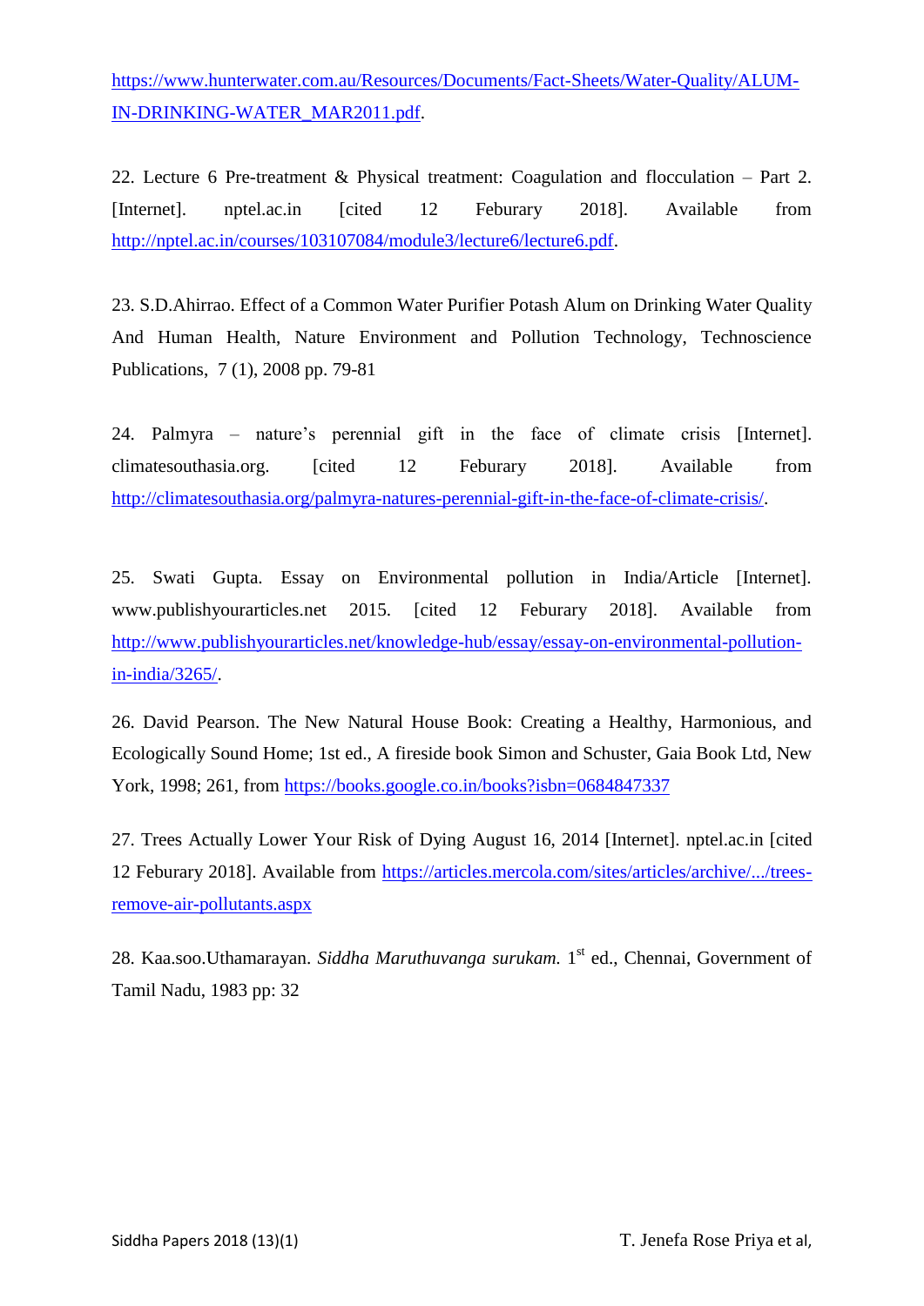https://www.hunterwater.com.au/Resources/Documents/Fact-Sheets/Water-Quality/ALUM-IN-DRINKING-WATER_MAR2011.pdf.

22. Lecture 6 Pre-treatment & Physical treatment: Coagulation and flocculation – Part 2. [Internet]. nptel.ac.in [cited 12 Feburary 2018]. Available from http://nptel.ac.in/courses/103107084/module3/lecture6/lecture6.pdf.

23. S.D.Ahirrao. Effect of a Common Water Purifier Potash Alum on Drinking Water Quality And Human Health, Nature Environment and Pollution Technology, Technoscience Publications, 7 (1), 2008 pp. 79-81

24. Palmyra – nature's perennial gift in the face of climate crisis [Internet]. climatesouthasia.org. [cited 12 Feburary 2018]. Available from http://climatesouthasia.org/palmyra-natures-perennial-gift-in-the-face-of-climate-crisis/.

25. Swati Gupta. Essay on Environmental pollution in India/Article [Internet]. www.publishyourarticles.net 2015. [cited 12 Feburary 2018]. Available from http://www.publishyourarticles.net/knowledge-hub/essay/essay-on-environmental-pollution-in-india/3265/.

26. David Pearson. The New Natural House Book: Creating a Healthy, Harmonious, and Ecologically Sound Home; 1st ed., A fireside book Simon and Schuster, Gaia Book Ltd, New York, 1998; 261, from https://books.google.co.in/books?isbn=0684847337

27. Trees Actually Lower Your Risk of Dying August 16, 2014 [Internet]. nptel.ac.in [cited 12 Feburary 2018]. Available from https://articles.mercola.com/sites/articles/archive/.../trees-remove-air-pollutants.aspx

28. Kaa.soo.Uthamarayan. *Siddha Maruthuvanga surukam.* 1st ed., Chennai, Government of Tamil Nadu, 1983 pp: 32